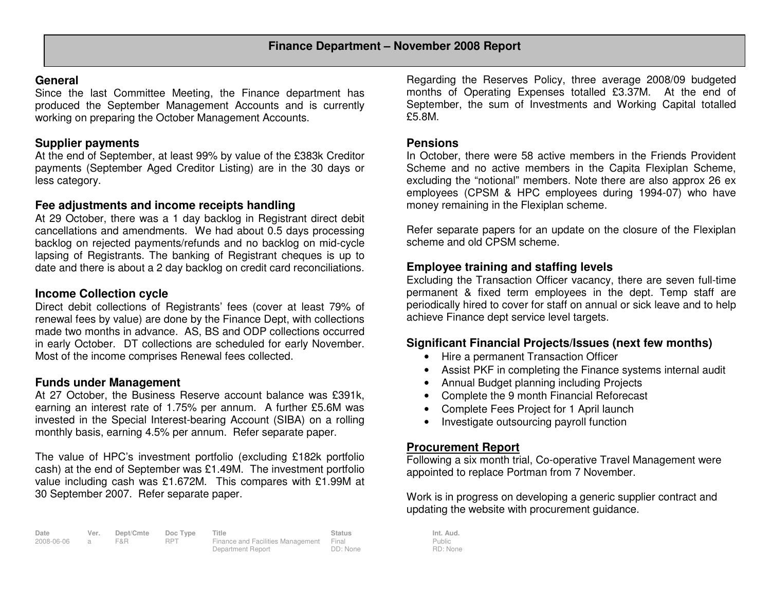# Finance Department – November 2008 Report

## General

Since the last Committee Meeting, the Finance department has produced the September Management Accounts and is currently working on preparing the October Management Accounts.

## Supplier payments

At the end of September, at least 99% by value of the £383k Creditor payments (September Aged Creditor Listing) are in the 30 days or less category.

## Fee adjustments and income receipts handling

At 29 October, there was a 1 day backlog in Registrant direct debit cancellations and amendments. We had about 0.5 days processing backlog on rejected payments/refunds and no backlog on mid-cycle lapsing of Registrants. The banking of Registrant cheques is up to date and there is about a 2 day backlog on credit card reconciliations.

## Income Collection cycle

Direct debit collections of Registrants' fees (cover at least 79% of renewal fees by value) are done by the Finance Dept, with collections made two months in advance. AS, BS and ODP collections occurred in early October. DT collections are scheduled for early November. Most of the income comprises Renewal fees collected.

## Funds under Management

At 27 October, the Business Reserve account balance was £391k, earning an interest rate of 1.75% per annum. A further £5.6M was invested in the Special Interest-bearing Account (SIBA) on a rolling monthly basis, earning 4.5% per annum. Refer separate paper.

The value of HPC's investment portfolio (excluding £182k portfolio cash) at the end of September was £1.49M. The investment portfolio value including cash was £1.672M. This compares with £1.99M at 30 September 2007. Refer separate paper.

Regarding the Reserves Policy, three average 2008/09 budgeted months of Operating Expenses totalled £3.37M. At the end of September, the sum of Investments and Working Capital totalled £5.8M.

## Pensions

In October, there were 58 active members in the Friends Provident Scheme and no active members in the Capita Flexiplan Scheme, excluding the "notional" members. Note there are also approx 26 ex employees (CPSM & HPC employees during 1994-07) who have money remaining in the Flexiplan scheme.

Refer separate papers for an update on the closure of the Flexiplan scheme and old CPSM scheme.

## Employee training and staffing levels

Excluding the Transaction Officer vacancy, there are seven full-time permanent & fixed term employees in the dept. Temp staff are periodically hired to cover for staff on annual or sick leave and to help achieve Finance dept service level targets.

## Significant Financial Projects/Issues (next few months)

- Hire a permanent Transaction Officer
- Assist PKF in completing the Finance systems internal audit
- Annual Budget planning including Projects
- Complete the 9 month Financial Reforecast
- Complete Fees Project for 1 April launch
- Investigate outsourcing payroll function

## Procurement Report

Following a six month trial, Co-operative Travel Management were appointed to replace Portman from 7 November.

Work is in progress on developing a generic supplier contract and updating the website with procurement guidance.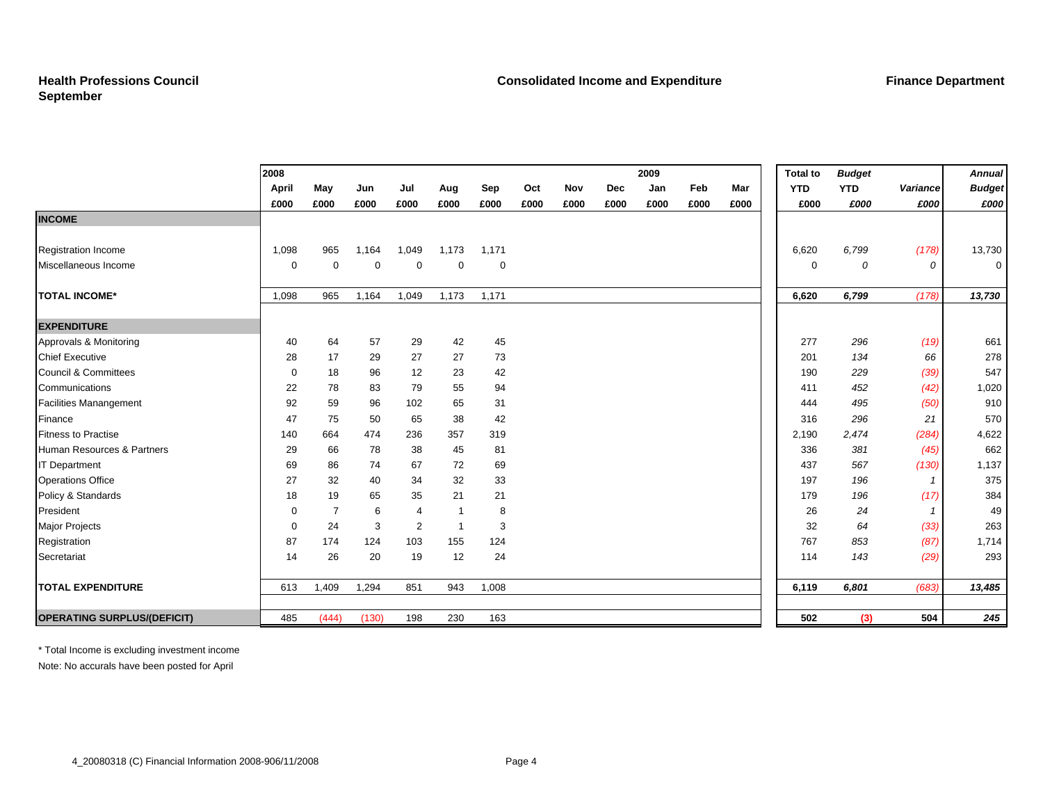**Health Professions Council**
**September**

**Consolidated Income and Expenditure**

**Finance Department**

| | 2008 April £000 | May £000 | Jun £000 | Jul £000 | Aug £000 | Sep £000 | Oct £000 | Nov £000 | Dec £000 | 2009 Jan £000 | Feb £000 | Mar £000 | Total to YTD £000 | *Budget YTD £000* | *Variance £000* | *Annual Budget £000* |
|---|---|---|---|---|---|---|---|---|---|---|---|---|---|---|---|---|
| **INCOME** | | | | | | | | | | | | | | | | |
| Registration Income | 1,098 | 965 | 1,164 | 1,049 | 1,173 | 1,171 | | | | | | | 6,620 | *6,799* | *(178)* | 13,730 |
| Miscellaneous Income | 0 | 0 | 0 | 0 | 0 | 0 | | | | | | | 0 | *0* | *0* | 0 |
| **TOTAL INCOME*** | 1,098 | 965 | 1,164 | 1,049 | 1,173 | 1,171 | | | | | | | **6,620** | ***6,799*** | *(178)* | ***13,730*** |
| **EXPENDITURE** | | | | | | | | | | | | | | | | |
| Approvals & Monitoring | 40 | 64 | 57 | 29 | 42 | 45 | | | | | | | 277 | *296* | *(19)* | 661 |
| Chief Executive | 28 | 17 | 29 | 27 | 27 | 73 | | | | | | | 201 | *134* | *66* | 278 |
| Council & Committees | 0 | 18 | 96 | 12 | 23 | 42 | | | | | | | 190 | *229* | *(39)* | 547 |
| Communications | 22 | 78 | 83 | 79 | 55 | 94 | | | | | | | 411 | *452* | *(42)* | 1,020 |
| Facilities Manangement | 92 | 59 | 96 | 102 | 65 | 31 | | | | | | | 444 | *495* | *(50)* | 910 |
| Finance | 47 | 75 | 50 | 65 | 38 | 42 | | | | | | | 316 | *296* | *21* | 570 |
| Fitness to Practise | 140 | 664 | 474 | 236 | 357 | 319 | | | | | | | 2,190 | *2,474* | *(284)* | 4,622 |
| Human Resources & Partners | 29 | 66 | 78 | 38 | 45 | 81 | | | | | | | 336 | *381* | *(45)* | 662 |
| IT Department | 69 | 86 | 74 | 67 | 72 | 69 | | | | | | | 437 | *567* | *(130)* | 1,137 |
| Operations Office | 27 | 32 | 40 | 34 | 32 | 33 | | | | | | | 197 | *196* | *1* | 375 |
| Policy & Standards | 18 | 19 | 65 | 35 | 21 | 21 | | | | | | | 179 | *196* | *(17)* | 384 |
| President | 0 | 7 | 6 | 4 | 1 | 8 | | | | | | | 26 | *24* | *1* | 49 |
| Major Projects | 0 | 24 | 3 | 2 | 1 | 3 | | | | | | | 32 | *64* | *(33)* | 263 |
| Registration | 87 | 174 | 124 | 103 | 155 | 124 | | | | | | | 767 | *853* | *(87)* | 1,714 |
| Secretariat | 14 | 26 | 20 | 19 | 12 | 24 | | | | | | | 114 | *143* | *(29)* | 293 |
| **TOTAL EXPENDITURE** | 613 | 1,409 | 1,294 | 851 | 943 | 1,008 | | | | | | | **6,119** | ***6,801*** | *(683)* | ***13,485*** |
| **OPERATING SURPLUS/(DEFICIT)** | 485 | (444) | (130) | 198 | 230 | 163 | | | | | | | **502** | **(3)** | **504** | ***245*** |

* Total Income is excluding investment income

Note: No accurals have been posted for April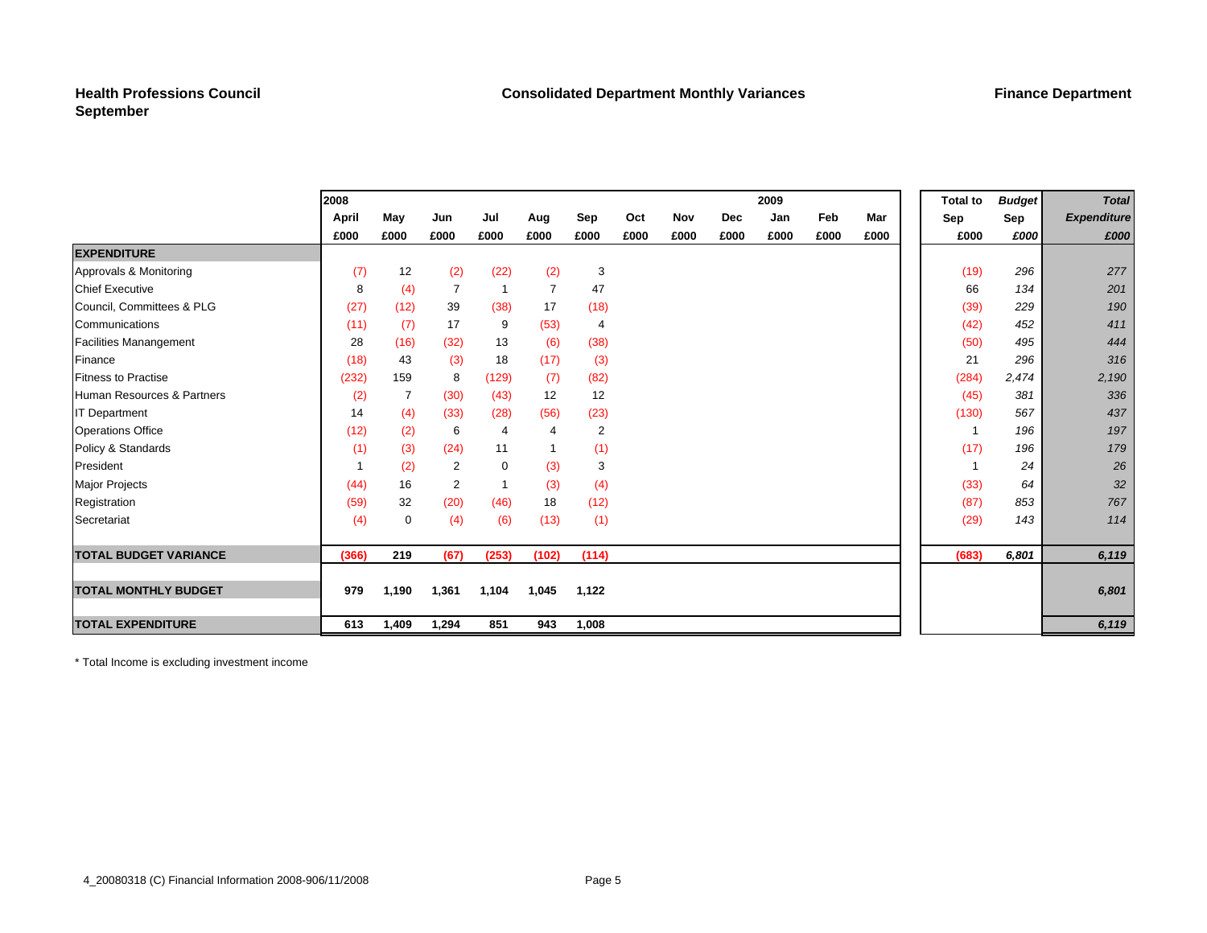**Health Professions Council**
**September**

**Consolidated Department Monthly Variances**

**Finance Department**

| | 2008 April £000 | May £000 | Jun £000 | Jul £000 | Aug £000 | Sep £000 | Oct £000 | Nov £000 | Dec £000 | 2009 Jan £000 | Feb £000 | Mar £000 | Total to Sep £000 | *Budget Sep £000* | *Total Expenditure £000* |
|---|---|---|---|---|---|---|---|---|---|---|---|---|---|---|---|
| **EXPENDITURE** | | | | | | | | | | | | | | | |
| Approvals & Monitoring | (7) | 12 | (2) | (22) | (2) | 3 | | | | | | | (19) | *296* | *277* |
| Chief Executive | 8 | (4) | 7 | 1 | 7 | 47 | | | | | | | 66 | *134* | *201* |
| Council, Committees & PLG | (27) | (12) | 39 | (38) | 17 | (18) | | | | | | | (39) | *229* | *190* |
| Communications | (11) | (7) | 17 | 9 | (53) | 4 | | | | | | | (42) | *452* | *411* |
| Facilities Manangement | 28 | (16) | (32) | 13 | (6) | (38) | | | | | | | (50) | *495* | *444* |
| Finance | (18) | 43 | (3) | 18 | (17) | (3) | | | | | | | 21 | *296* | *316* |
| Fitness to Practise | (232) | 159 | 8 | (129) | (7) | (82) | | | | | | | (284) | *2,474* | *2,190* |
| Human Resources & Partners | (2) | 7 | (30) | (43) | 12 | 12 | | | | | | | (45) | *381* | *336* |
| IT Department | 14 | (4) | (33) | (28) | (56) | (23) | | | | | | | (130) | *567* | *437* |
| Operations Office | (12) | (2) | 6 | 4 | 4 | 2 | | | | | | | 1 | *196* | *197* |
| Policy & Standards | (1) | (3) | (24) | 11 | 1 | (1) | | | | | | | (17) | *196* | *179* |
| President | 1 | (2) | 2 | 0 | (3) | 3 | | | | | | | 1 | *24* | *26* |
| Major Projects | (44) | 16 | 2 | 1 | (3) | (4) | | | | | | | (33) | *64* | *32* |
| Registration | (59) | 32 | (20) | (46) | 18 | (12) | | | | | | | (87) | *853* | *767* |
| Secretariat | (4) | 0 | (4) | (6) | (13) | (1) | | | | | | | (29) | *143* | *114* |
| **TOTAL BUDGET VARIANCE** | **(366)** | **219** | **(67)** | **(253)** | **(102)** | **(114)** | | | | | | | **(683)** | ***6,801*** | ***6,119*** |
| **TOTAL MONTHLY BUDGET** | **979** | **1,190** | **1,361** | **1,104** | **1,045** | **1,122** | | | | | | | | | ***6,801*** |
| **TOTAL EXPENDITURE** | **613** | **1,409** | **1,294** | **851** | **943** | **1,008** | | | | | | | | | ***6,119*** |

* Total Income is excluding investment income

4_20080318 (C) Financial Information 2008-906/11/2008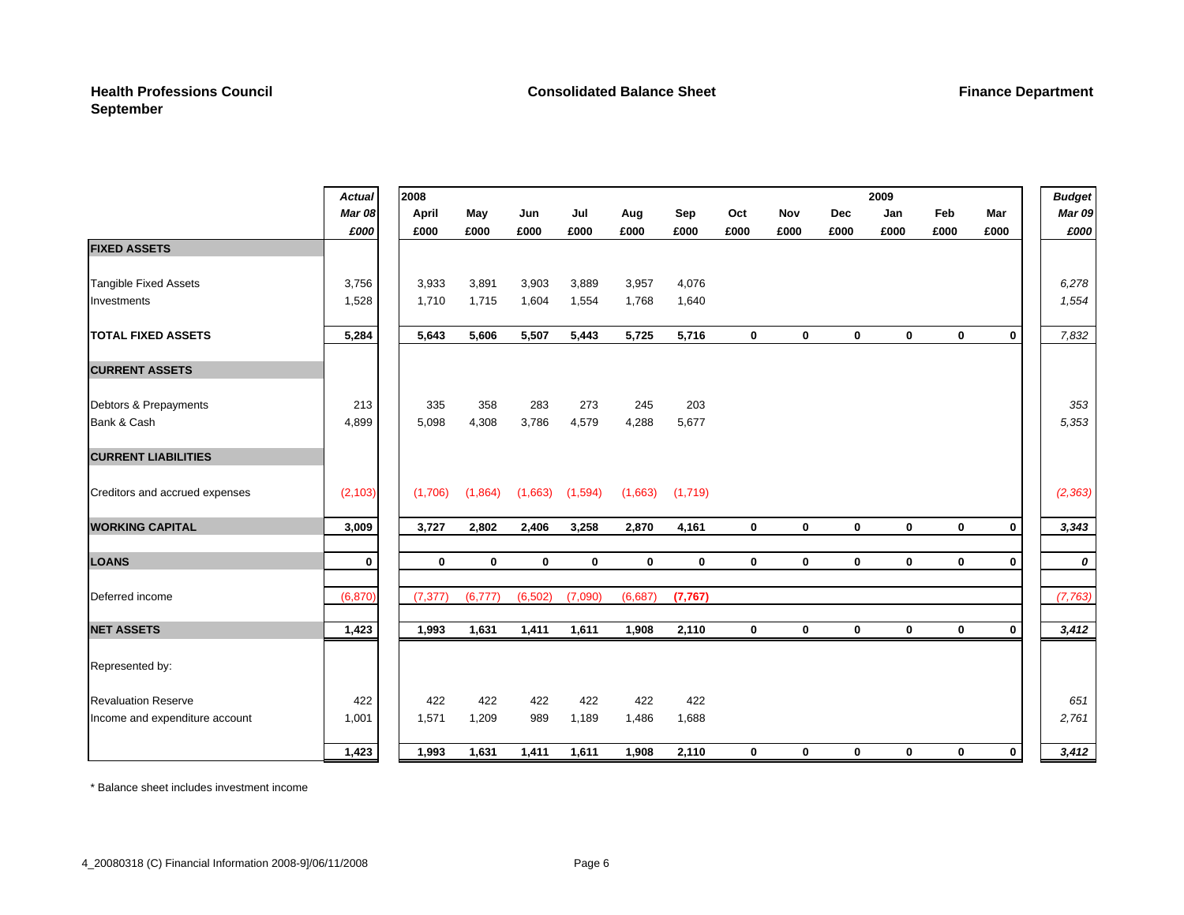**Health Professions Council**
**September**

**Consolidated Balance Sheet**

**Finance Department**

| | *Actual* | 2008 | | | | | | | | | 2009 | | | *Budget* |
|---|---|---|---|---|---|---|---|---|---|---|---|---|---|---|
| | *Mar 08* | April | May | Jun | Jul | Aug | Sep | Oct | Nov | Dec | Jan | Feb | Mar | *Mar 09* |
| | *£000* | £000 | £000 | £000 | £000 | £000 | £000 | £000 | £000 | £000 | £000 | £000 | £000 | *£000* |
| **FIXED ASSETS** | | | | | | | | | | | | | | |
| Tangible Fixed Assets | 3,756 | 3,933 | 3,891 | 3,903 | 3,889 | 3,957 | 4,076 | | | | | | | *6,278* |
| Investments | 1,528 | 1,710 | 1,715 | 1,604 | 1,554 | 1,768 | 1,640 | | | | | | | *1,554* |
| **TOTAL FIXED ASSETS** | **5,284** | **5,643** | **5,606** | **5,507** | **5,443** | **5,725** | **5,716** | **0** | **0** | **0** | **0** | **0** | **0** | *7,832* |
| **CURRENT ASSETS** | | | | | | | | | | | | | | |
| Debtors & Prepayments | 213 | 335 | 358 | 283 | 273 | 245 | 203 | | | | | | | *353* |
| Bank & Cash | 4,899 | 5,098 | 4,308 | 3,786 | 4,579 | 4,288 | 5,677 | | | | | | | *5,353* |
| **CURRENT LIABILITIES** | | | | | | | | | | | | | | |
| Creditors and accrued expenses | (2,103) | (1,706) | (1,864) | (1,663) | (1,594) | (1,663) | (1,719) | | | | | | | *(2,363)* |
| **WORKING CAPITAL** | **3,009** | **3,727** | **2,802** | **2,406** | **3,258** | **2,870** | **4,161** | **0** | **0** | **0** | **0** | **0** | **0** | ***3,343*** |
| **LOANS** | **0** | **0** | **0** | **0** | **0** | **0** | **0** | **0** | **0** | **0** | **0** | **0** | **0** | ***0*** |
| Deferred income | (6,870) | (7,377) | (6,777) | (6,502) | (7,090) | (6,687) | **(7,767)** | | | | | | | *(7,763)* |
| **NET ASSETS** | **1,423** | **1,993** | **1,631** | **1,411** | **1,611** | **1,908** | **2,110** | **0** | **0** | **0** | **0** | **0** | **0** | ***3,412*** |
| Represented by: | | | | | | | | | | | | | | |
| Revaluation Reserve | 422 | 422 | 422 | 422 | 422 | 422 | 422 | | | | | | | *651* |
| Income and expenditure account | 1,001 | 1,571 | 1,209 | 989 | 1,189 | 1,486 | 1,688 | | | | | | | *2,761* |
| | **1,423** | **1,993** | **1,631** | **1,411** | **1,611** | **1,908** | **2,110** | **0** | **0** | **0** | **0** | **0** | **0** | ***3,412*** |

* Balance sheet includes investment income

4_20080318 (C) Financial Information 2008-9]/06/11/2008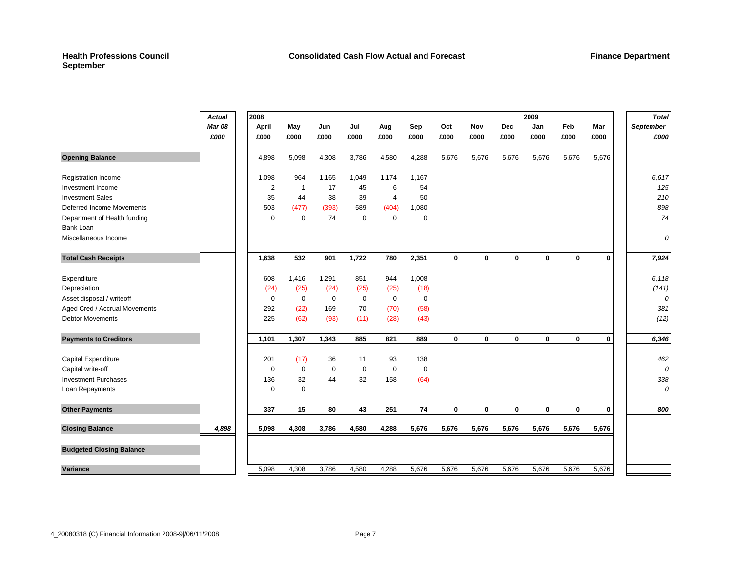**Health Professions Council**
**September**

**Consolidated Cash Flow Actual and Forecast**

**Finance Department**

| | *Actual* | 2008 | | | | | | | | | 2009 | | | *Total* |
|---|---|---|---|---|---|---|---|---|---|---|---|---|---|---|
| | *Mar 08* | April | May | Jun | Jul | Aug | Sep | Oct | Nov | Dec | Jan | Feb | Mar | *September* |
| | *£000* | £000 | £000 | £000 | £000 | £000 | £000 | £000 | £000 | £000 | £000 | £000 | £000 | *£000* |
| **Opening Balance** | | 4,898 | 5,098 | 4,308 | 3,786 | 4,580 | 4,288 | 5,676 | 5,676 | 5,676 | 5,676 | 5,676 | 5,676 | |
| Registration Income | | 1,098 | 964 | 1,165 | 1,049 | 1,174 | 1,167 | | | | | | | *6,617* |
| Investment Income | | 2 | 1 | 17 | 45 | 6 | 54 | | | | | | | *125* |
| Investment Sales | | 35 | 44 | 38 | 39 | 4 | 50 | | | | | | | *210* |
| Deferred Income Movements | | 503 | (477) | (393) | 589 | (404) | 1,080 | | | | | | | *898* |
| Department of Health funding | | 0 | 0 | 74 | 0 | 0 | 0 | | | | | | | *74* |
| Bank Loan | | | | | | | | | | | | | | |
| Miscellaneous Income | | | | | | | | | | | | | | *0* |
| **Total Cash Receipts** | | **1,638** | **532** | **901** | **1,722** | **780** | **2,351** | **0** | **0** | **0** | **0** | **0** | **0** | ***7,924*** |
| Expenditure | | 608 | 1,416 | 1,291 | 851 | 944 | 1,008 | | | | | | | *6,118* |
| Depreciation | | (24) | (25) | (24) | (25) | (25) | (18) | | | | | | | *(141)* |
| Asset disposal / writeoff | | 0 | 0 | 0 | 0 | 0 | 0 | | | | | | | *0* |
| Aged Cred / Accrual Movements | | 292 | (22) | 169 | 70 | (70) | (58) | | | | | | | *381* |
| Debtor Movements | | 225 | (62) | (93) | (11) | (28) | (43) | | | | | | | *(12)* |
| **Payments to Creditors** | | **1,101** | **1,307** | **1,343** | **885** | **821** | **889** | **0** | **0** | **0** | **0** | **0** | **0** | ***6,346*** |
| Capital Expenditure | | 201 | (17) | 36 | 11 | 93 | 138 | | | | | | | *462* |
| Capital write-off | | 0 | 0 | 0 | 0 | 0 | 0 | | | | | | | *0* |
| Investment Purchases | | 136 | 32 | 44 | 32 | 158 | (64) | | | | | | | *338* |
| Loan Repayments | | 0 | 0 | | | | | | | | | | | *0* |
| **Other Payments** | | **337** | **15** | **80** | **43** | **251** | **74** | **0** | **0** | **0** | **0** | **0** | **0** | ***800*** |
| **Closing Balance** | ***4,898*** | **5,098** | **4,308** | **3,786** | **4,580** | **4,288** | **5,676** | **5,676** | **5,676** | **5,676** | **5,676** | **5,676** | **5,676** | |
| **Budgeted Closing Balance** | | | | | | | | | | | | | | |
| **Variance** | | 5,098 | 4,308 | 3,786 | 4,580 | 4,288 | 5,676 | 5,676 | 5,676 | 5,676 | 5,676 | 5,676 | 5,676 | |

4_20080318 (C) Financial Information 2008-9]/06/11/2008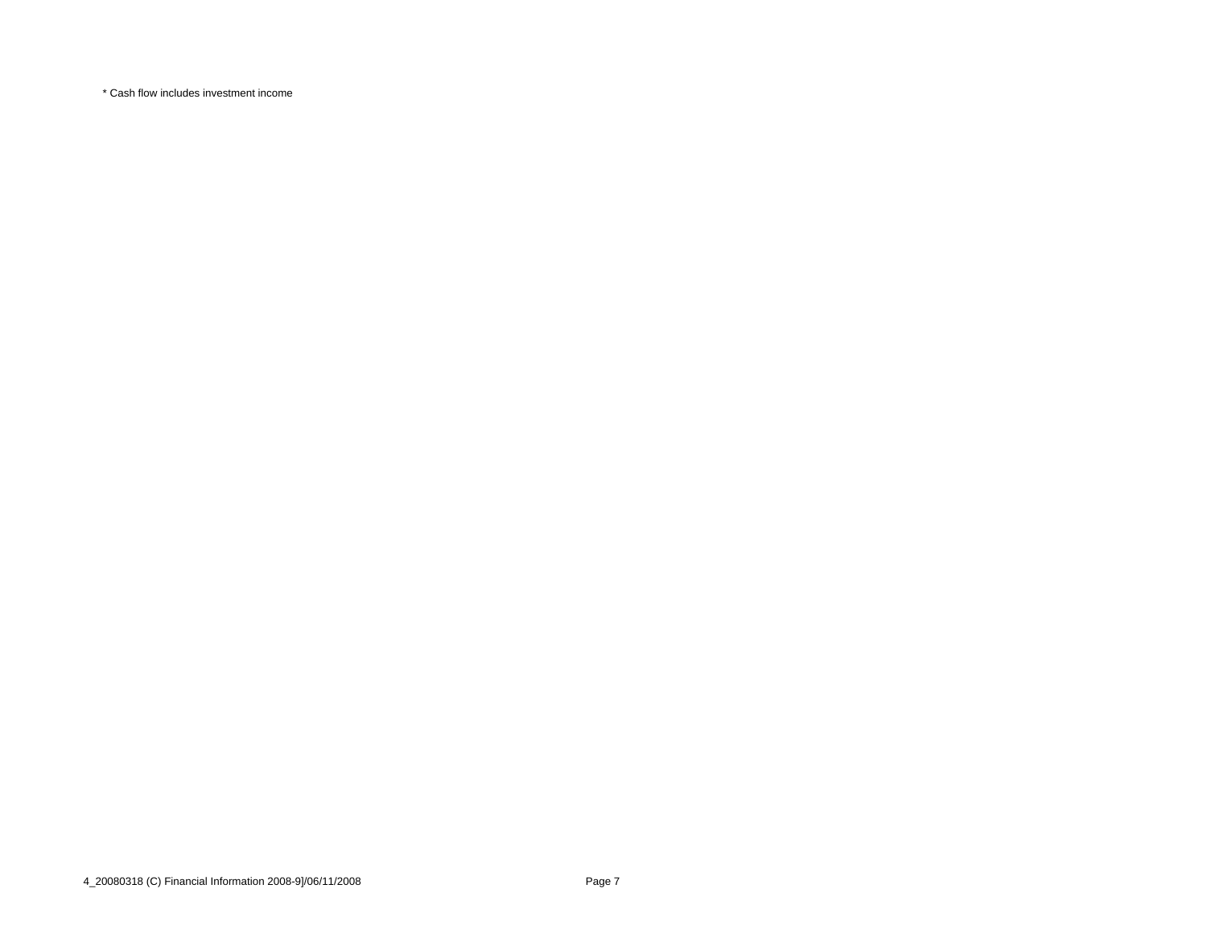* Cash flow includes investment income